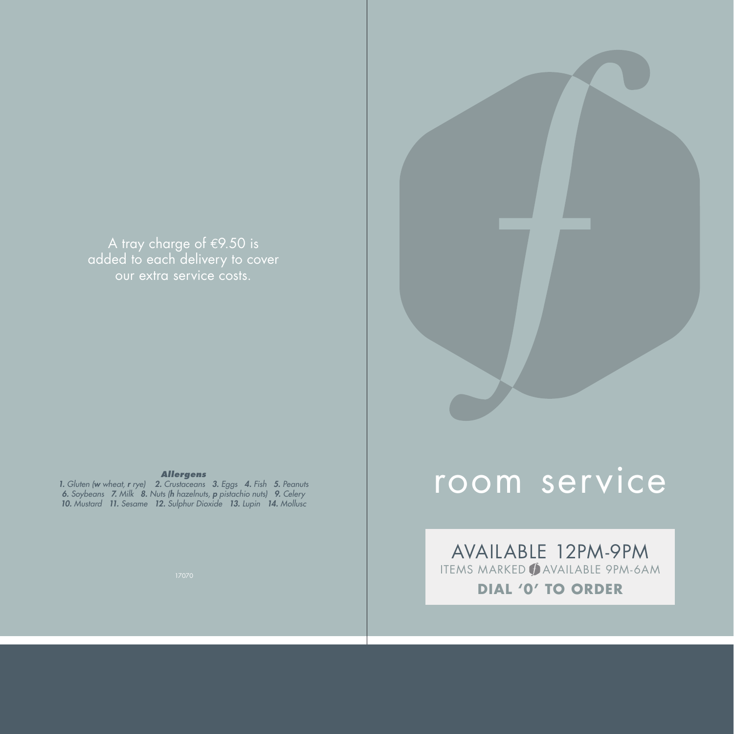A tray charge of €9.50 is added to each delivery to cover our extra service costs.

***Allergens***

*__1.__ Gluten (__w__ wheat, __r__ rye)  __2.__ Crustaceans  __3.__ Eggs  __4.__ Fish  __5.__ Peanuts*
*__6.__ Soybeans  __7.__ Milk  __8.__ Nuts (__h__ hazelnuts, __p__ pistachio nuts)  __9.__ Celery*
*__10.__ Mustard  __11.__ Sesame  __12.__ Sulphur Dioxide  __13.__ Lupin  __14.__ Mollusc*

17070

# room service

AVAILABLE 12PM-9PM

ITEMS MARKED *f* AVAILABLE 9PM-6AM

**DIAL '0' TO ORDER**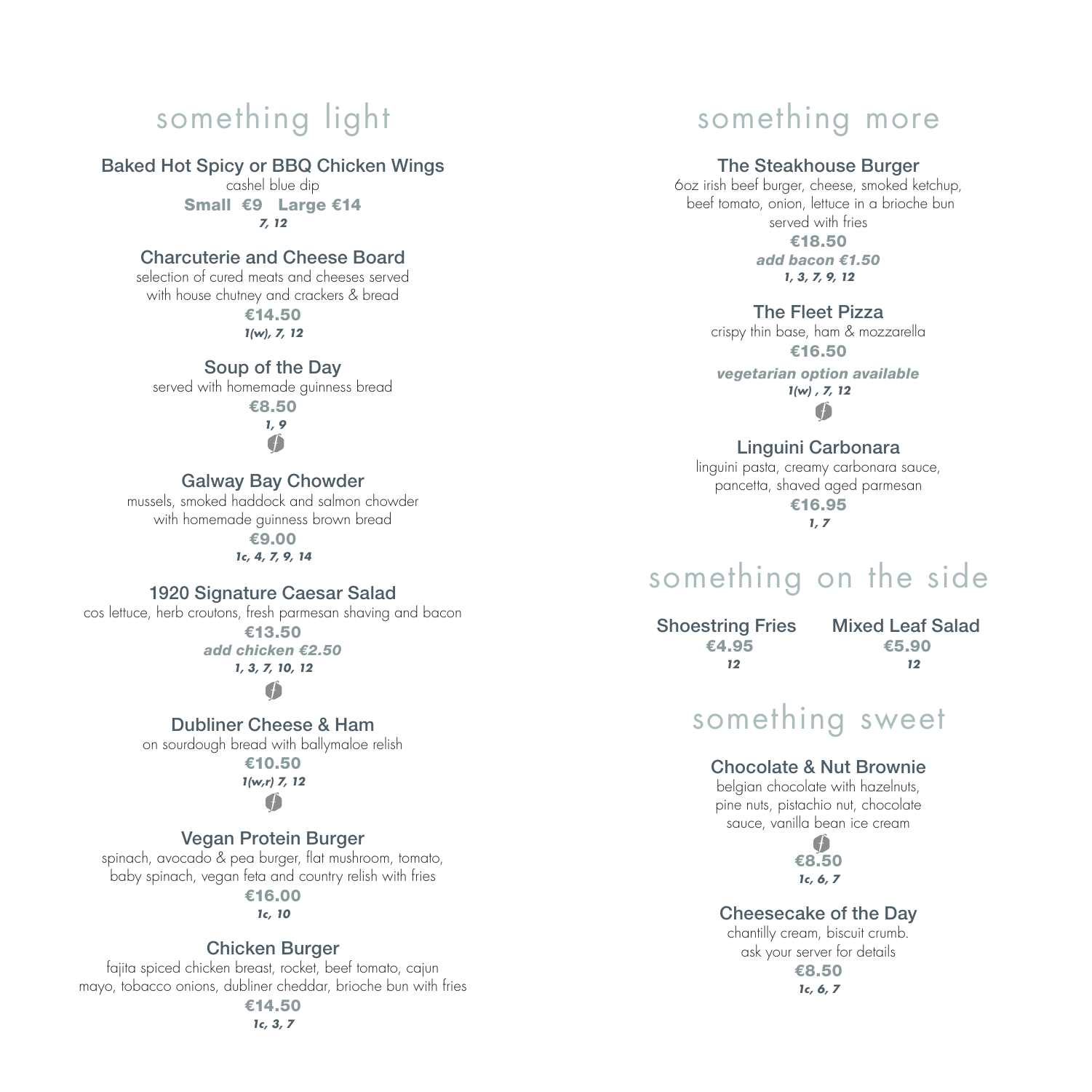## something light

### Baked Hot Spicy or BBQ Chicken Wings

cashel blue dip

**Small €9 Large €14**

*7, 12*

### Charcuterie and Cheese Board

selection of cured meats and cheeses served with house chutney and crackers & bread

**€14.50**

*1(w), 7, 12*

### Soup of the Day

served with homemade guinness bread

**€8.50**

*1, 9*

### Galway Bay Chowder

mussels, smoked haddock and salmon chowder with homemade guinness brown bread

**€9.00**

*1c, 4, 7, 9, 14*

### 1920 Signature Caesar Salad

cos lettuce, herb croutons, fresh parmesan shaving and bacon

**€13.50**

*add chicken €2.50*

*1, 3, 7, 10, 12*

### Dubliner Cheese & Ham

on sourdough bread with ballymaloe relish

**€10.50**

*1(w,r) 7, 12*

### Vegan Protein Burger

spinach, avocado & pea burger, flat mushroom, tomato, baby spinach, vegan feta and country relish with fries

**€16.00**

*1c, 10*

### Chicken Burger

fajita spiced chicken breast, rocket, beef tomato, cajun mayo, tobacco onions, dubliner cheddar, brioche bun with fries

**€14.50**

*1c, 3, 7*

## something more

### The Steakhouse Burger

6oz irish beef burger, cheese, smoked ketchup, beef tomato, onion, lettuce in a brioche bun served with fries

**€18.50**

*add bacon €1.50*

*1, 3, 7, 9, 12*

### The Fleet Pizza

crispy thin base, ham & mozzarella

**€16.50**

*vegetarian option available*

*1(w) , 7, 12*

### Linguini Carbonara

linguini pasta, creamy carbonara sauce, pancetta, shaved aged parmesan

**€16.95**

*1, 7*

## something on the side

### Shoestring Fries

**€4.95**

*12*

### Mixed Leaf Salad

**€5.90**

*12*

## something sweet

### Chocolate & Nut Brownie

belgian chocolate with hazelnuts, pine nuts, pistachio nut, chocolate sauce, vanilla bean ice cream

**€8.50**

*1c, 6, 7*

### Cheesecake of the Day

chantilly cream, biscuit crumb. ask your server for details

**€8.50**

*1c, 6, 7*